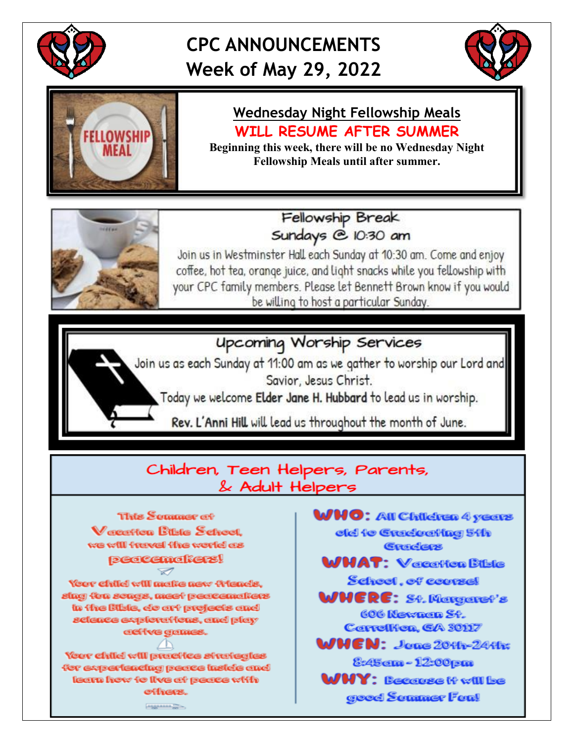# CPC ANNOUNCEMENTS
## Week of May 29, 2022

### Wednesday Night Fellowship Meals
**WILL RESUME AFTER SUMMER**

**Beginning this week, there will be no Wednesday Night Fellowship Meals until after summer.**

### Fellowship Break
### Sundays @ 10:30 am

Join us in Westminster Hall each Sunday at 10:30 am. Come and enjoy coffee, hot tea, orange juice, and light snacks while you fellowship with your CPC family members. Please let Bennett Brown know if you would be willing to host a particular Sunday.

### Upcoming Worship Services

Join us as each Sunday at 11:00 am as we gather to worship our Lord and Savior, Jesus Christ.

Today we welcome **Elder Jane H. Hubbard** to lead us in worship.

**Rev. L'Anni Hill** will lead us throughout the month of June.

### Children, Teen Helpers, Parents, & Adult Helpers

This Summer at Vacation Bible School, we will travel the world as peacemakers!

Your child will make new friends, sing fun songs, meet peacemakers in the Bible, do art projects and science explorations, and play active games.

Your child will practice strategies for experiencing peace inside and learn how to live at peace with others.

**WHO:** All Children 4 years old to Graduating 5th Graders

**WHAT:** Vacation Bible School, of course!

**WHERE:** St. Margaret's 606 Newnan St. Carrollton, GA 30117

**WHEN:** June 20th-24th: 8:45am - 12:00pm

**WHY:** Because it will be good Summer Fun!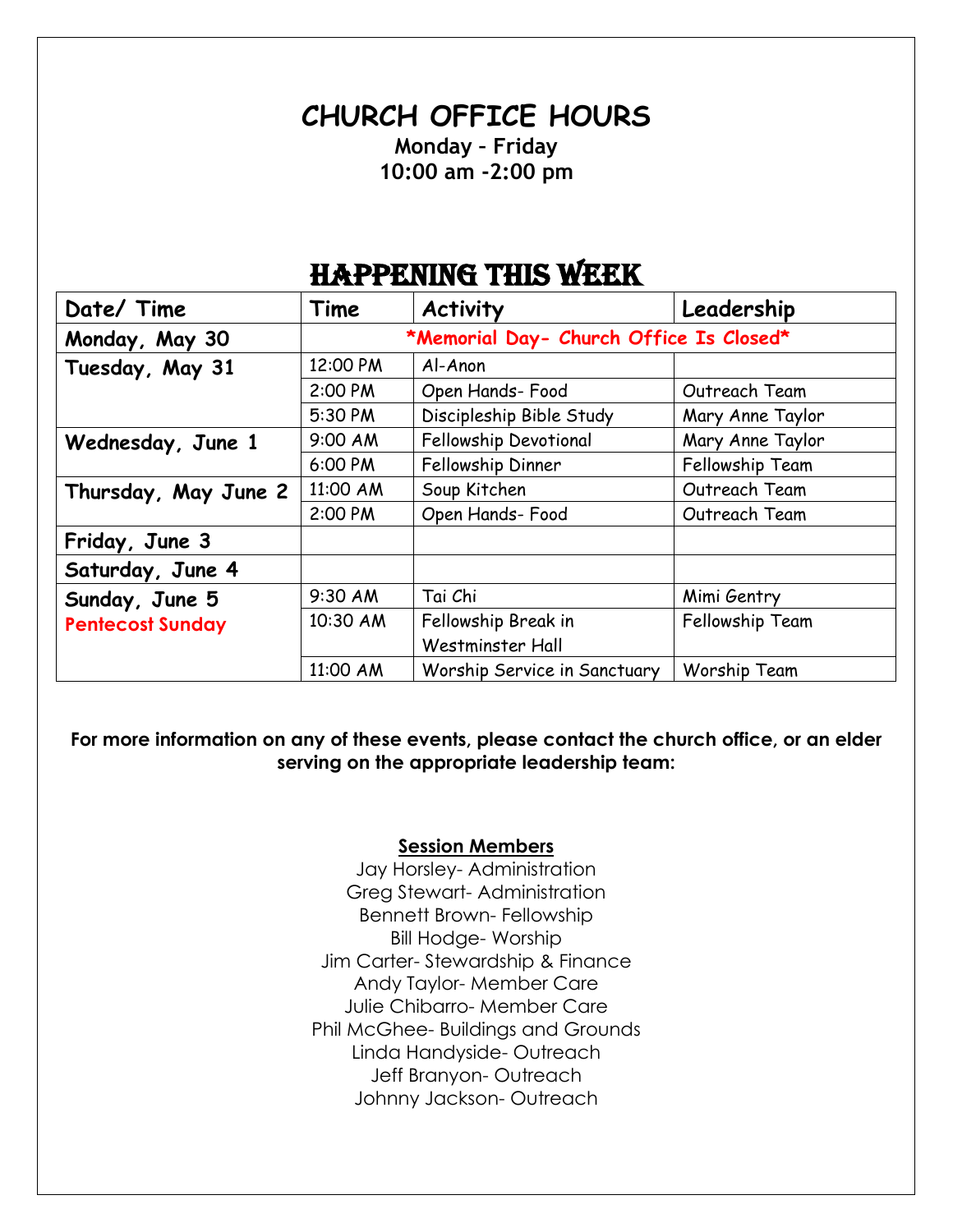# CHURCH OFFICE HOURS

**Monday – Friday**
**10:00 am -2:00 pm**

## HAPPENING THIS WEEK

| Date/ Time | Time | Activity | Leadership |
|---|---|---|---|
| Monday, May 30 | *Memorial Day- Church Office Is Closed* | | |
| Tuesday, May 31 | 12:00 PM | Al-Anon | |
| | 2:00 PM | Open Hands- Food | Outreach Team |
| | 5:30 PM | Discipleship Bible Study | Mary Anne Taylor |
| Wednesday, June 1 | 9:00 AM | Fellowship Devotional | Mary Anne Taylor |
| | 6:00 PM | Fellowship Dinner | Fellowship Team |
| Thursday, May June 2 | 11:00 AM | Soup Kitchen | Outreach Team |
| | 2:00 PM | Open Hands- Food | Outreach Team |
| Friday, June 3 | | | |
| Saturday, June 4 | | | |
| Sunday, June 5 Pentecost Sunday | 9:30 AM | Tai Chi | Mimi Gentry |
| | 10:30 AM | Fellowship Break in Westminster Hall | Fellowship Team |
| | 11:00 AM | Worship Service in Sanctuary | Worship Team |

**For more information on any of these events, please contact the church office, or an elder serving on the appropriate leadership team:**

**Session Members**

Jay Horsley- Administration
Greg Stewart- Administration
Bennett Brown- Fellowship
Bill Hodge- Worship
Jim Carter- Stewardship & Finance
Andy Taylor- Member Care
Julie Chibarro- Member Care
Phil McGhee- Buildings and Grounds
Linda Handyside- Outreach
Jeff Branyon- Outreach
Johnny Jackson- Outreach